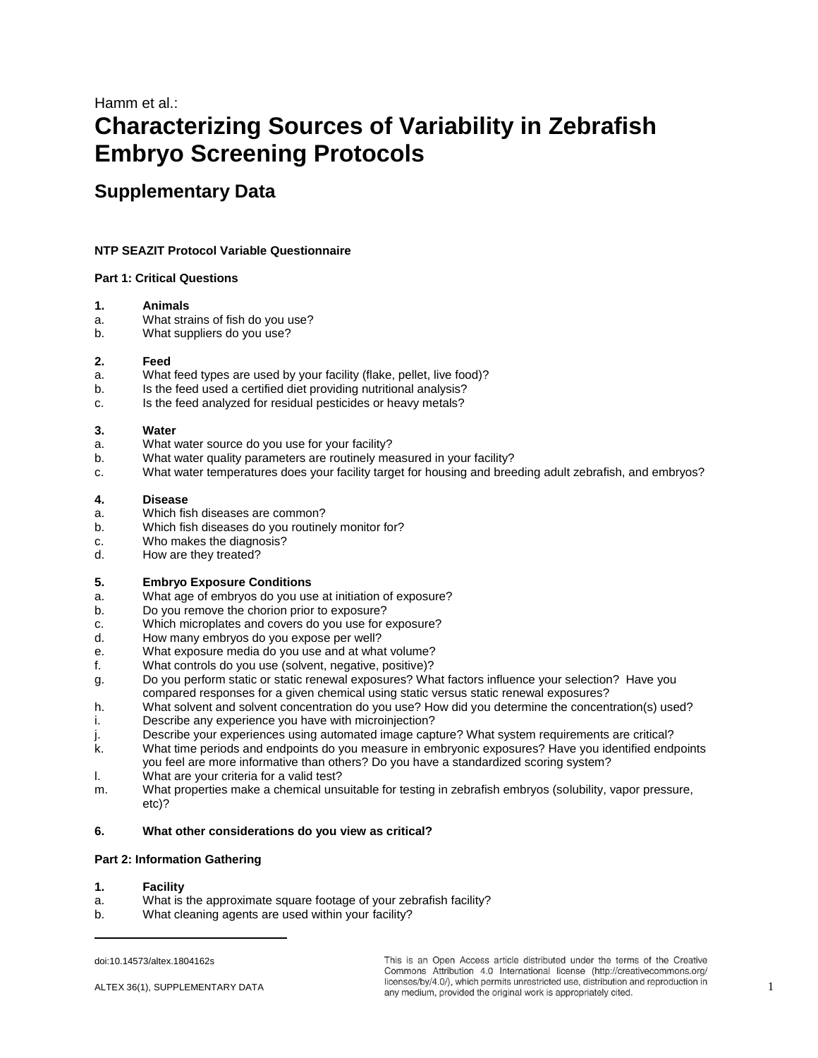Hamm et al.:

# Characterizing Sources of Variability in Zebrafish Embryo Screening Protocols

## Supplementary Data

**NTP SEAZIT Protocol Variable Questionnaire**

**Part 1: Critical Questions**

**1. Animals**

a. What strains of fish do you use?
b. What suppliers do you use?

**2. Feed**

a. What feed types are used by your facility (flake, pellet, live food)?
b. Is the feed used a certified diet providing nutritional analysis?
c. Is the feed analyzed for residual pesticides or heavy metals?

**3. Water**

a. What water source do you use for your facility?
b. What water quality parameters are routinely measured in your facility?
c. What water temperatures does your facility target for housing and breeding adult zebrafish, and embryos?

**4. Disease**

a. Which fish diseases are common?
b. Which fish diseases do you routinely monitor for?
c. Who makes the diagnosis?
d. How are they treated?

**5. Embryo Exposure Conditions**

a. What age of embryos do you use at initiation of exposure?
b. Do you remove the chorion prior to exposure?
c. Which microplates and covers do you use for exposure?
d. How many embryos do you expose per well?
e. What exposure media do you use and at what volume?
f. What controls do you use (solvent, negative, positive)?
g. Do you perform static or static renewal exposures? What factors influence your selection? Have you compared responses for a given chemical using static versus static renewal exposures?
h. What solvent and solvent concentration do you use? How did you determine the concentration(s) used?
i. Describe any experience you have with microinjection?
j. Describe your experiences using automated image capture? What system requirements are critical?
k. What time periods and endpoints do you measure in embryonic exposures? Have you identified endpoints you feel are more informative than others? Do you have a standardized scoring system?
l. What are your criteria for a valid test?
m. What properties make a chemical unsuitable for testing in zebrafish embryos (solubility, vapor pressure, etc)?

**6. What other considerations do you view as critical?**

**Part 2: Information Gathering**

**1. Facility**

a. What is the approximate square footage of your zebrafish facility?
b. What cleaning agents are used within your facility?

doi:10.14573/altex.1804162s

This is an Open Access article distributed under the terms of the Creative Commons Attribution 4.0 International license (http://creativecommons.org/licenses/by/4.0/), which permits unrestricted use, distribution and reproduction in any medium, provided the original work is appropriately cited.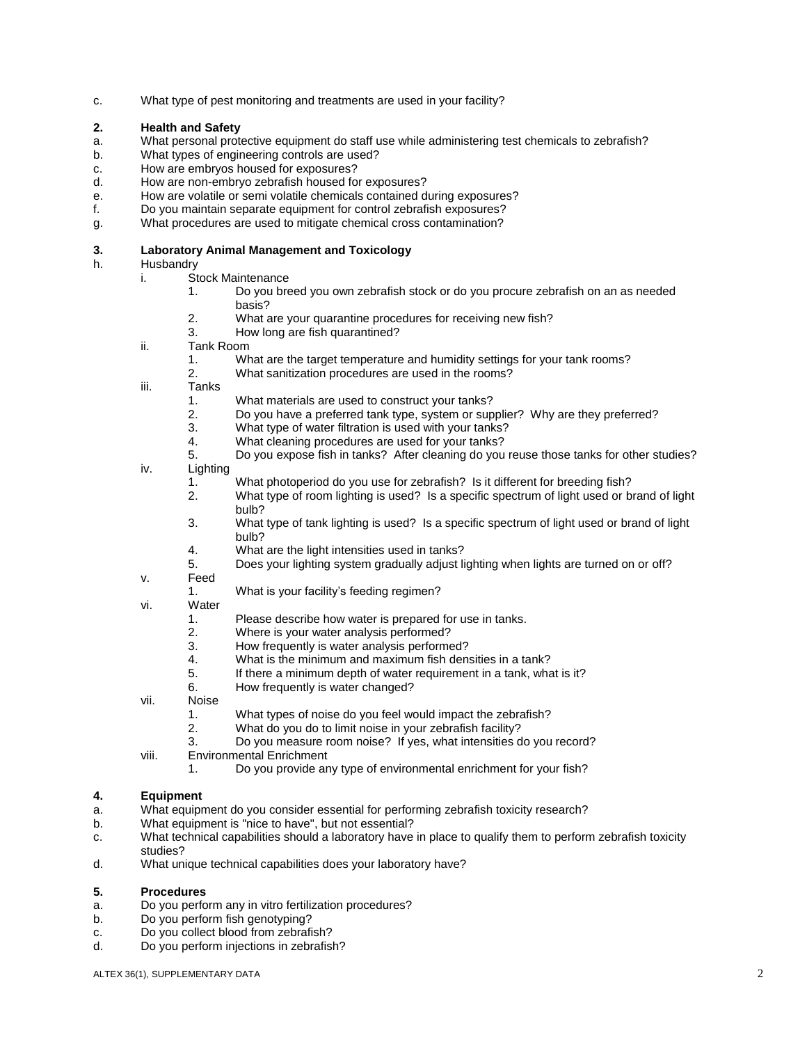c. What type of pest monitoring and treatments are used in your facility?

**2. Health and Safety**

a. What personal protective equipment do staff use while administering test chemicals to zebrafish?
b. What types of engineering controls are used?
c. How are embryos housed for exposures?
d. How are non-embryo zebrafish housed for exposures?
e. How are volatile or semi volatile chemicals contained during exposures?
f. Do you maintain separate equipment for control zebrafish exposures?
g. What procedures are used to mitigate chemical cross contamination?

**3. Laboratory Animal Management and Toxicology**

h. Husbandry
   - i. Stock Maintenance
     1. Do you breed you own zebrafish stock or do you procure zebrafish on an as needed basis?
     2. What are your quarantine procedures for receiving new fish?
     3. How long are fish quarantined?
   - ii. Tank Room
     1. What are the target temperature and humidity settings for your tank rooms?
     2. What sanitization procedures are used in the rooms?
   - iii. Tanks
     1. What materials are used to construct your tanks?
     2. Do you have a preferred tank type, system or supplier? Why are they preferred?
     3. What type of water filtration is used with your tanks?
     4. What cleaning procedures are used for your tanks?
     5. Do you expose fish in tanks? After cleaning do you reuse those tanks for other studies?
   - iv. Lighting
     1. What photoperiod do you use for zebrafish? Is it different for breeding fish?
     2. What type of room lighting is used? Is a specific spectrum of light used or brand of light bulb?
     3. What type of tank lighting is used? Is a specific spectrum of light used or brand of light bulb?
     4. What are the light intensities used in tanks?
     5. Does your lighting system gradually adjust lighting when lights are turned on or off?
   - v. Feed
     1. What is your facility's feeding regimen?
   - vi. Water
     1. Please describe how water is prepared for use in tanks.
     2. Where is your water analysis performed?
     3. How frequently is water analysis performed?
     4. What is the minimum and maximum fish densities in a tank?
     5. If there a minimum depth of water requirement in a tank, what is it?
     6. How frequently is water changed?
   - vii. Noise
     1. What types of noise do you feel would impact the zebrafish?
     2. What do you do to limit noise in your zebrafish facility?
     3. Do you measure room noise? If yes, what intensities do you record?
   - viii. Environmental Enrichment
     1. Do you provide any type of environmental enrichment for your fish?

**4. Equipment**

a. What equipment do you consider essential for performing zebrafish toxicity research?
b. What equipment is "nice to have", but not essential?
c. What technical capabilities should a laboratory have in place to qualify them to perform zebrafish toxicity studies?
d. What unique technical capabilities does your laboratory have?

**5. Procedures**

a. Do you perform any in vitro fertilization procedures?
b. Do you perform fish genotyping?
c. Do you collect blood from zebrafish?
d. Do you perform injections in zebrafish?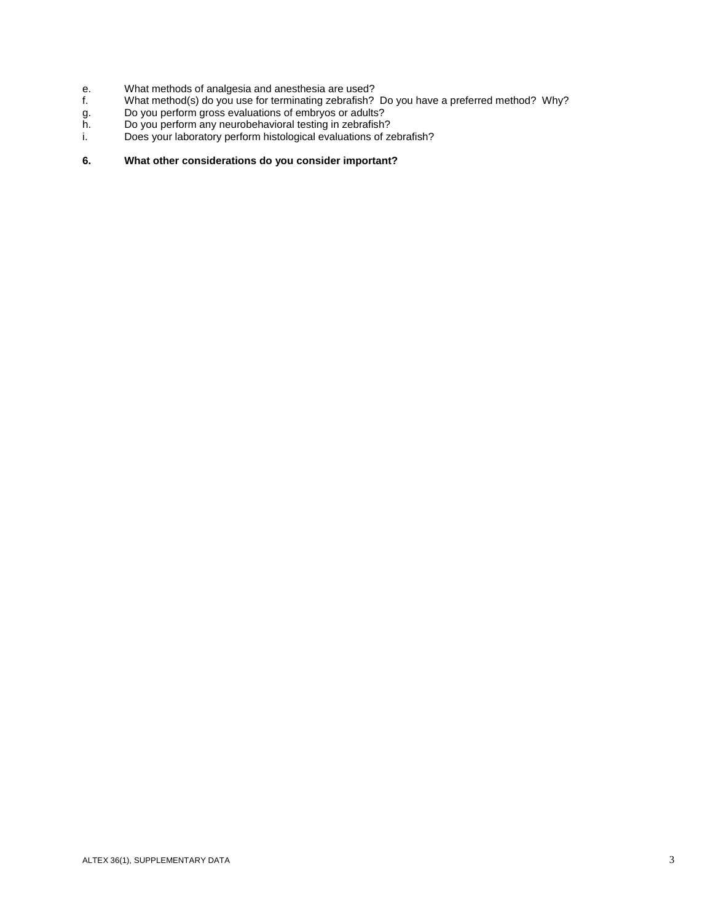e. What methods of analgesia and anesthesia are used?
f. What method(s) do you use for terminating zebrafish? Do you have a preferred method? Why?
g. Do you perform gross evaluations of embryos or adults?
h. Do you perform any neurobehavioral testing in zebrafish?
i. Does your laboratory perform histological evaluations of zebrafish?

**6. What other considerations do you consider important?**